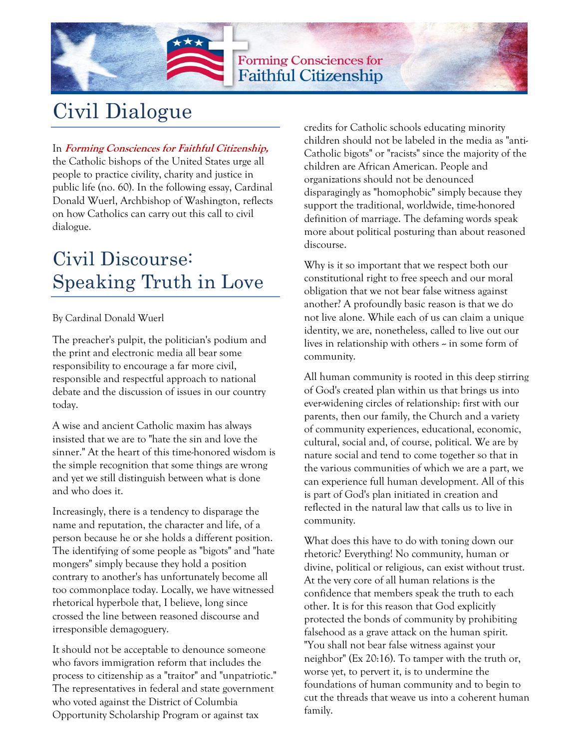# Civil Dialogue

In ***Forming Consciences for Faithful Citizenship,*** the Catholic bishops of the United States urge all people to practice civility, charity and justice in public life (no. 60). In the following essay, Cardinal Donald Wuerl, Archbishop of Washington, reflects on how Catholics can carry out this call to civil dialogue.

# Civil Discourse: Speaking Truth in Love

By Cardinal Donald Wuerl

The preacher's pulpit, the politician's podium and the print and electronic media all bear some responsibility to encourage a far more civil, responsible and respectful approach to national debate and the discussion of issues in our country today.

A wise and ancient Catholic maxim has always insisted that we are to "hate the sin and love the sinner." At the heart of this time-honored wisdom is the simple recognition that some things are wrong and yet we still distinguish between what is done and who does it.

Increasingly, there is a tendency to disparage the name and reputation, the character and life, of a person because he or she holds a different position. The identifying of some people as "bigots" and "hate mongers" simply because they hold a position contrary to another's has unfortunately become all too commonplace today. Locally, we have witnessed rhetorical hyperbole that, I believe, long since crossed the line between reasoned discourse and irresponsible demagoguery.

It should not be acceptable to denounce someone who favors immigration reform that includes the process to citizenship as a "traitor" and "unpatriotic." The representatives in federal and state government who voted against the District of Columbia Opportunity Scholarship Program or against tax credits for Catholic schools educating minority children should not be labeled in the media as "anti-Catholic bigots" or "racists" since the majority of the children are African American. People and organizations should not be denounced disparagingly as "homophobic" simply because they support the traditional, worldwide, time-honored definition of marriage. The defaming words speak more about political posturing than about reasoned discourse.

Why is it so important that we respect both our constitutional right to free speech and our moral obligation that we not bear false witness against another? A profoundly basic reason is that we do not live alone. While each of us can claim a unique identity, we are, nonetheless, called to live out our lives in relationship with others – in some form of community.

All human community is rooted in this deep stirring of God's created plan within us that brings us into ever-widening circles of relationship: first with our parents, then our family, the Church and a variety of community experiences, educational, economic, cultural, social and, of course, political. We are by nature social and tend to come together so that in the various communities of which we are a part, we can experience full human development. All of this is part of God's plan initiated in creation and reflected in the natural law that calls us to live in community.

What does this have to do with toning down our rhetoric? Everything! No community, human or divine, political or religious, can exist without trust. At the very core of all human relations is the confidence that members speak the truth to each other. It is for this reason that God explicitly protected the bonds of community by prohibiting falsehood as a grave attack on the human spirit. "You shall not bear false witness against your neighbor" (Ex 20:16). To tamper with the truth or, worse yet, to pervert it, is to undermine the foundations of human community and to begin to cut the threads that weave us into a coherent human family.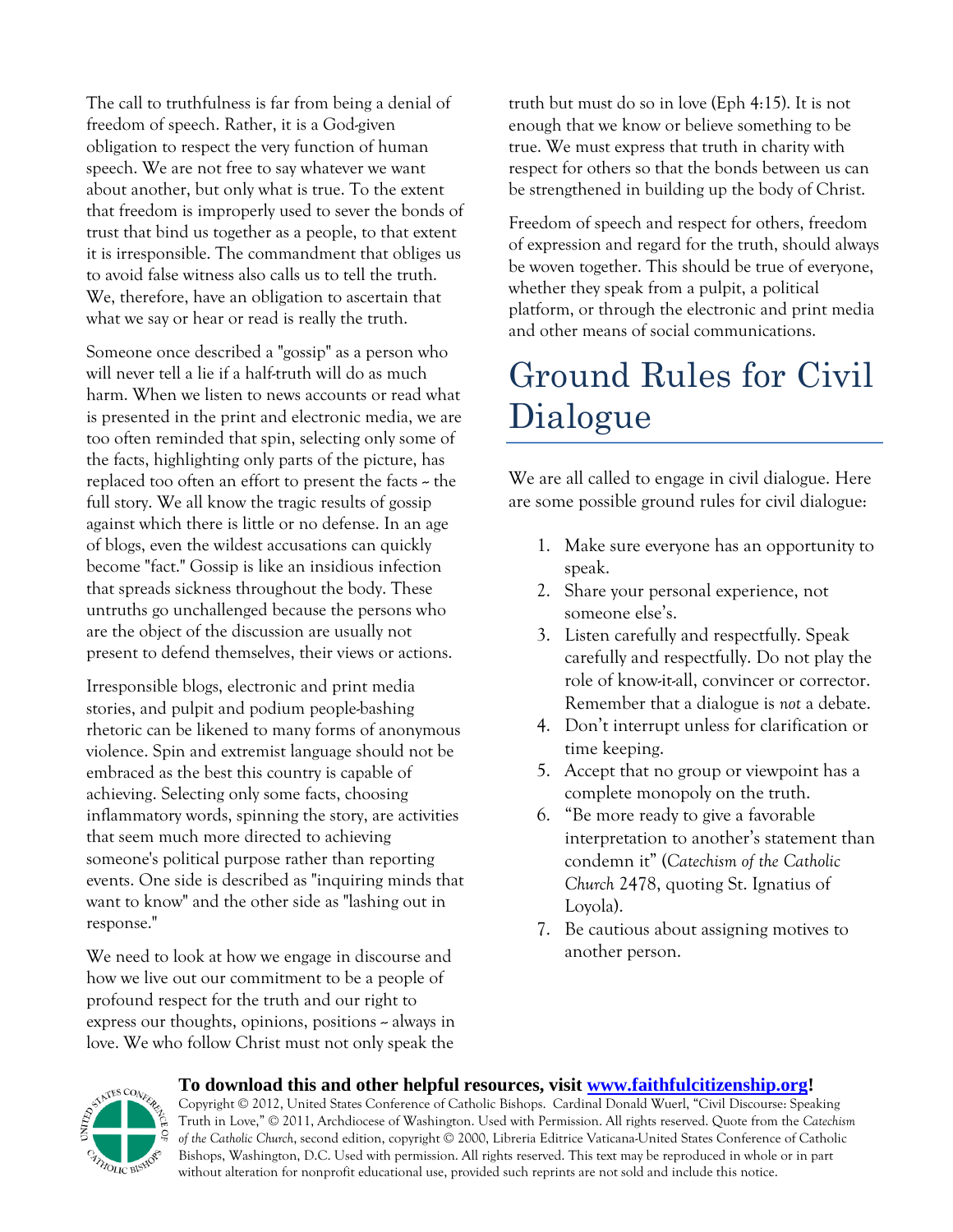The call to truthfulness is far from being a denial of freedom of speech. Rather, it is a God-given obligation to respect the very function of human speech. We are not free to say whatever we want about another, but only what is true. To the extent that freedom is improperly used to sever the bonds of trust that bind us together as a people, to that extent it is irresponsible. The commandment that obliges us to avoid false witness also calls us to tell the truth. We, therefore, have an obligation to ascertain that what we say or hear or read is really the truth.

Someone once described a "gossip" as a person who will never tell a lie if a half-truth will do as much harm. When we listen to news accounts or read what is presented in the print and electronic media, we are too often reminded that spin, selecting only some of the facts, highlighting only parts of the picture, has replaced too often an effort to present the facts ~ the full story. We all know the tragic results of gossip against which there is little or no defense. In an age of blogs, even the wildest accusations can quickly become "fact." Gossip is like an insidious infection that spreads sickness throughout the body. These untruths go unchallenged because the persons who are the object of the discussion are usually not present to defend themselves, their views or actions.

Irresponsible blogs, electronic and print media stories, and pulpit and podium people-bashing rhetoric can be likened to many forms of anonymous violence. Spin and extremist language should not be embraced as the best this country is capable of achieving. Selecting only some facts, choosing inflammatory words, spinning the story, are activities that seem much more directed to achieving someone's political purpose rather than reporting events. One side is described as "inquiring minds that want to know" and the other side as "lashing out in response."

We need to look at how we engage in discourse and how we live out our commitment to be a people of profound respect for the truth and our right to express our thoughts, opinions, positions ~ always in love. We who follow Christ must not only speak the truth but must do so in love (Eph 4:15). It is not enough that we know or believe something to be true. We must express that truth in charity with respect for others so that the bonds between us can be strengthened in building up the body of Christ.

Freedom of speech and respect for others, freedom of expression and regard for the truth, should always be woven together. This should be true of everyone, whether they speak from a pulpit, a political platform, or through the electronic and print media and other means of social communications.

# Ground Rules for Civil Dialogue

We are all called to engage in civil dialogue. Here are some possible ground rules for civil dialogue:

1. Make sure everyone has an opportunity to speak.
2. Share your personal experience, not someone else's.
3. Listen carefully and respectfully. Speak carefully and respectfully. Do not play the role of know-it-all, convincer or corrector. Remember that a dialogue is *not* a debate.
4. Don't interrupt unless for clarification or time keeping.
5. Accept that no group or viewpoint has a complete monopoly on the truth.
6. "Be more ready to give a favorable interpretation to another's statement than condemn it" (*Catechism of the Catholic Church* 2478, quoting St. Ignatius of Loyola).
7. Be cautious about assigning motives to another person.

**To download this and other helpful resources, visit www.faithfulcitizenship.org!**

Copyright © 2012, United States Conference of Catholic Bishops. Cardinal Donald Wuerl, "Civil Discourse: Speaking Truth in Love," © 2011, Archdiocese of Washington. Used with Permission. All rights reserved. Quote from the *Catechism of the Catholic Church*, second edition, copyright © 2000, Libreria Editrice Vaticana-United States Conference of Catholic Bishops, Washington, D.C. Used with permission. All rights reserved. This text may be reproduced in whole or in part without alteration for nonprofit educational use, provided such reprints are not sold and include this notice.